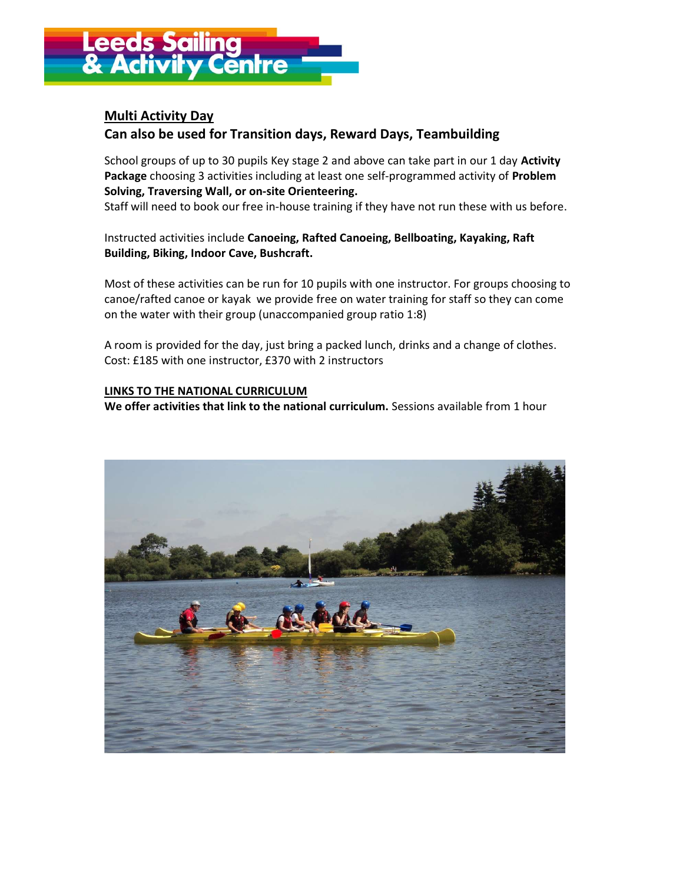# Leeds Sailing & Activity Centre

## Multi Activity Day

### Can also be used for Transition days, Reward Days, Teambuilding

School groups of up to 30 pupils Key stage 2 and above can take part in our 1 day **Activity Package** choosing 3 activities including at least one self-programmed activity of **Problem Solving, Traversing Wall, or on-site Orienteering.**
Staff will need to book our free in-house training if they have not run these with us before.

Instructed activities include **Canoeing, Rafted Canoeing, Bellboating, Kayaking, Raft Building, Biking, Indoor Cave, Bushcraft.**

Most of these activities can be run for 10 pupils with one instructor. For groups choosing to canoe/rafted canoe or kayak we provide free on water training for staff so they can come on the water with their group (unaccompanied group ratio 1:8)

A room is provided for the day, just bring a packed lunch, drinks and a change of clothes.
Cost: £185 with one instructor, £370 with 2 instructors

**LINKS TO THE NATIONAL CURRICULUM**

**We offer activities that link to the national curriculum.** Sessions available from 1 hour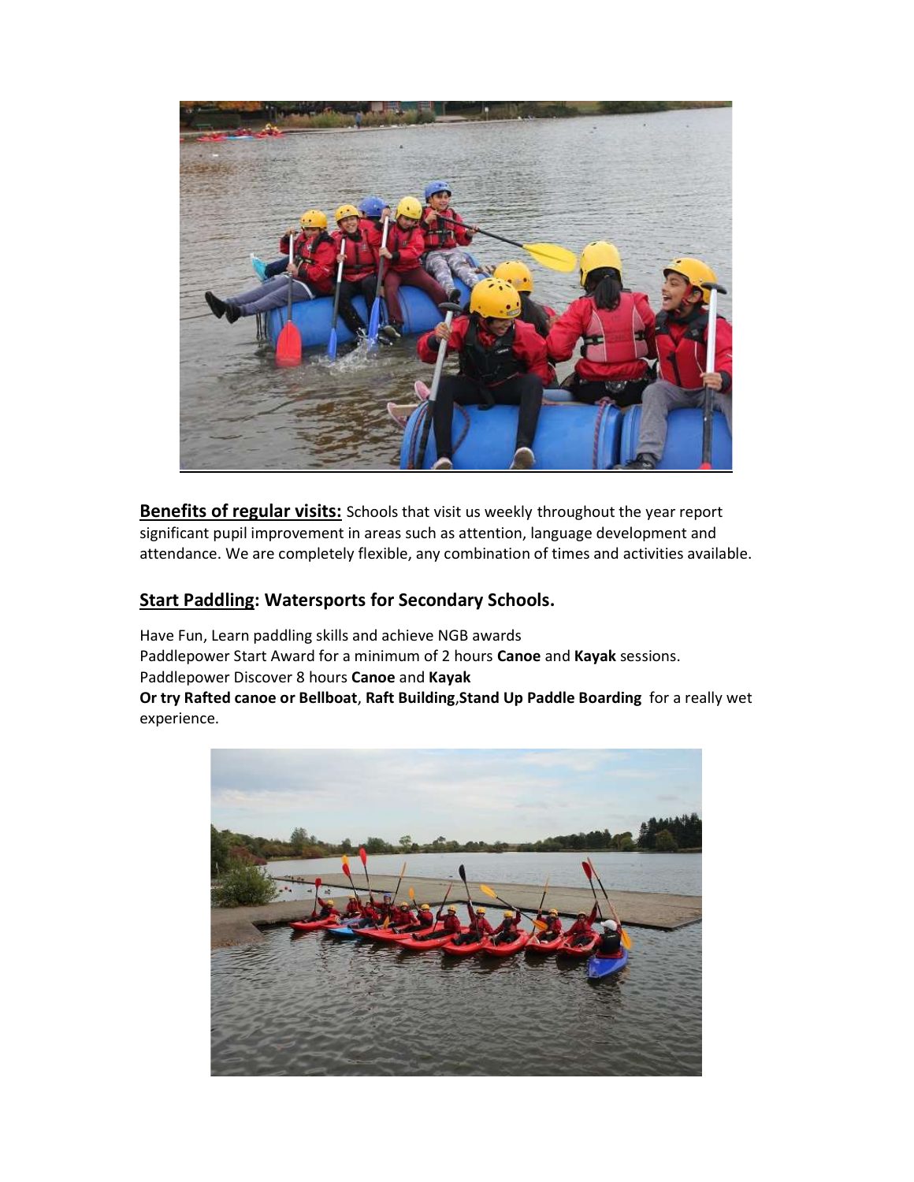**<u>Benefits of regular visits:</u>** Schools that visit us weekly throughout the year report significant pupil improvement in areas such as attention, language development and attendance. We are completely flexible, any combination of times and activities available.

## <u>Start Paddling</u>: Watersports for Secondary Schools.

Have Fun, Learn paddling skills and achieve NGB awards
Paddlepower Start Award for a minimum of 2 hours **Canoe** and **Kayak** sessions.
Paddlepower Discover 8 hours **Canoe** and **Kayak**
**Or try Rafted canoe or Bellboat**, **Raft Building**,**Stand Up Paddle Boarding** for a really wet experience.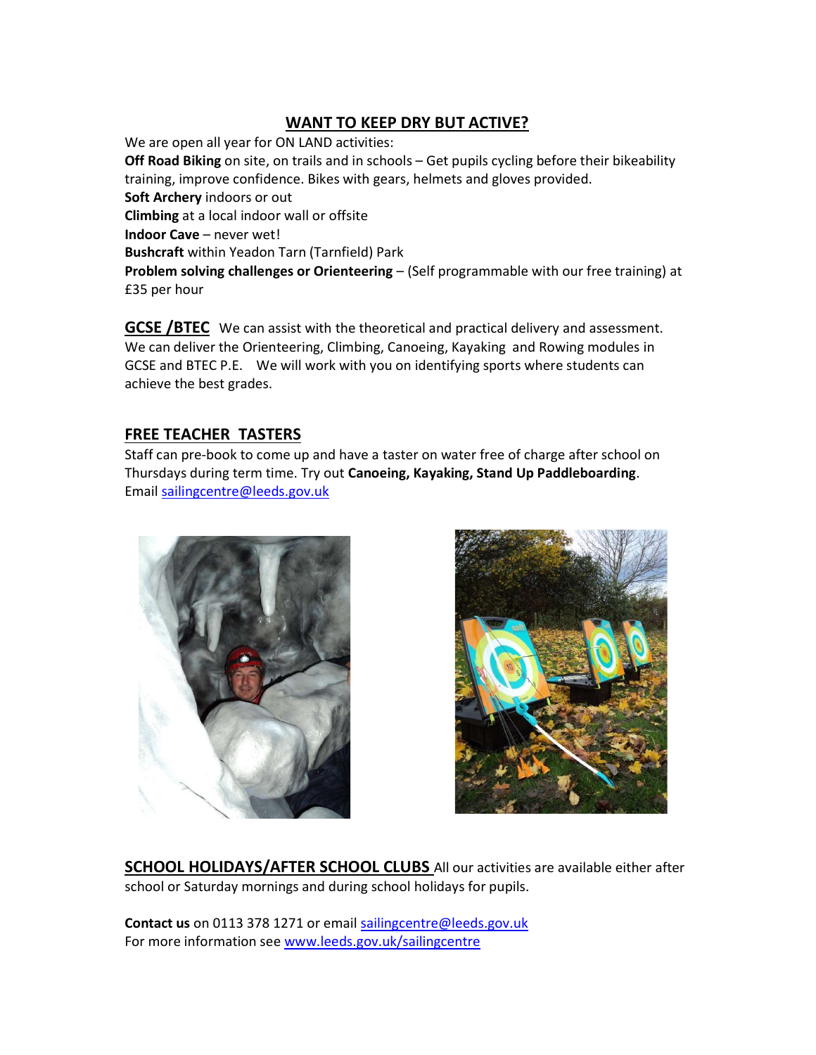## WANT TO KEEP DRY BUT ACTIVE?

We are open all year for ON LAND activities:

**Off Road Biking** on site, on trails and in schools – Get pupils cycling before their bikeability training, improve confidence. Bikes with gears, helmets and gloves provided.

**Soft Archery** indoors or out

**Climbing** at a local indoor wall or offsite

**Indoor Cave** – never wet!

**Bushcraft** within Yeadon Tarn (Tarnfield) Park

**Problem solving challenges or Orienteering** – (Self programmable with our free training) at £35 per hour

**GCSE /BTEC** We can assist with the theoretical and practical delivery and assessment. We can deliver the Orienteering, Climbing, Canoeing, Kayaking and Rowing modules in GCSE and BTEC P.E. We will work with you on identifying sports where students can achieve the best grades.

## FREE TEACHER TASTERS

Staff can pre-book to come up and have a taster on water free of charge after school on Thursdays during term time. Try out **Canoeing, Kayaking, Stand Up Paddleboarding**. Email sailingcentre@leeds.gov.uk

**SCHOOL HOLIDAYS/AFTER SCHOOL CLUBS** All our activities are available either after school or Saturday mornings and during school holidays for pupils.

**Contact us** on 0113 378 1271 or email sailingcentre@leeds.gov.uk

For more information see www.leeds.gov.uk/sailingcentre